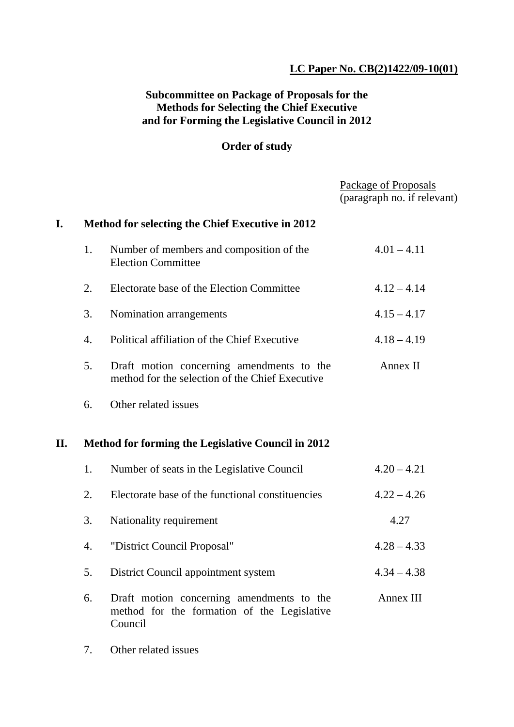**LC Paper No. CB(2)1422/09-10(01)**

## Subcommittee on Package of Proposals for the Methods for Selecting the Chief Executive and for Forming the Legislative Council in 2012

### Order of study

| | | | Package of Proposals (paragraph no. if relevant) |
|---|---|---|---|
| **I.** | **Method for selecting the Chief Executive in 2012** | | |
| | 1. | Number of members and composition of the Election Committee | 4.01 – 4.11 |
| | 2. | Electorate base of the Election Committee | 4.12 – 4.14 |
| | 3. | Nomination arrangements | 4.15 – 4.17 |
| | 4. | Political affiliation of the Chief Executive | 4.18 – 4.19 |
| | 5. | Draft motion concerning amendments to the method for the selection of the Chief Executive | Annex II |
| | 6. | Other related issues | |
| **II.** | **Method for forming the Legislative Council in 2012** | | |
| | 1. | Number of seats in the Legislative Council | 4.20 – 4.21 |
| | 2. | Electorate base of the functional constituencies | 4.22 – 4.26 |
| | 3. | Nationality requirement | 4.27 |
| | 4. | "District Council Proposal" | 4.28 – 4.33 |
| | 5. | District Council appointment system | 4.34 – 4.38 |
| | 6. | Draft motion concerning amendments to the method for the formation of the Legislative Council | Annex III |
| | 7. | Other related issues | |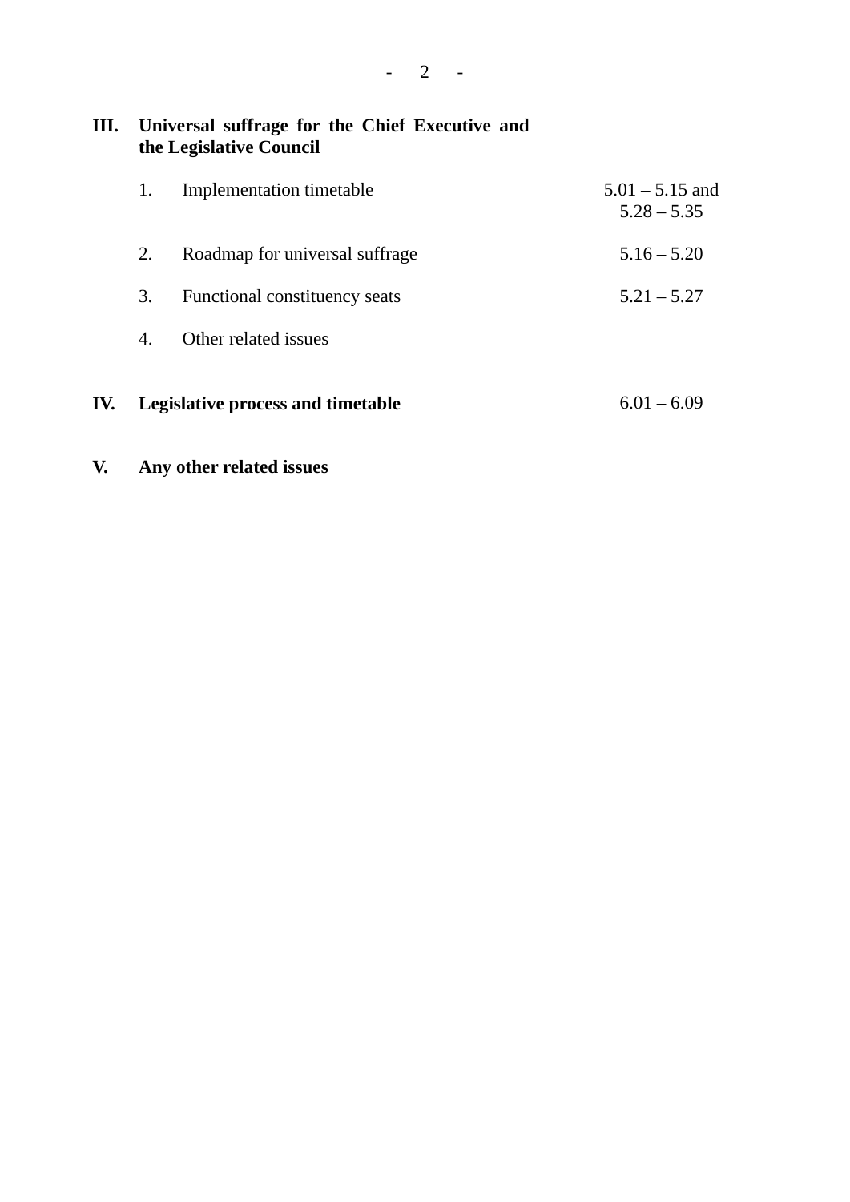| | | |
|---|---|---|
| **III.** | **Universal suffrage for the Chief Executive and the Legislative Council** | |
| | 1. Implementation timetable | 5.01 – 5.15 and 5.28 – 5.35 |
| | 2. Roadmap for universal suffrage | 5.16 – 5.20 |
| | 3. Functional constituency seats | 5.21 – 5.27 |
| | 4. Other related issues | |
| **IV.** | **Legislative process and timetable** | 6.01 – 6.09 |
| **V.** | **Any other related issues** | |